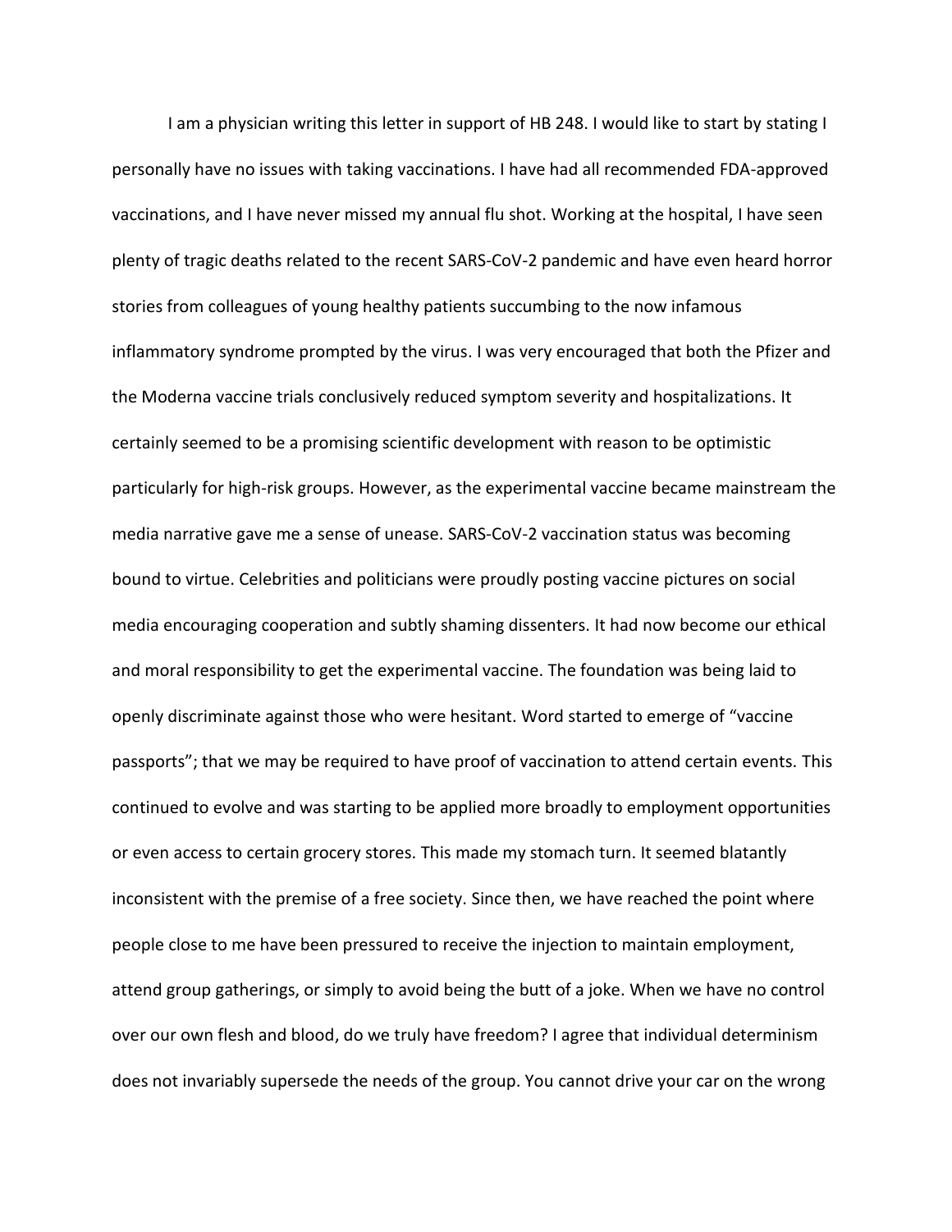I am a physician writing this letter in support of HB 248. I would like to start by stating I personally have no issues with taking vaccinations. I have had all recommended FDA-approved vaccinations, and I have never missed my annual flu shot. Working at the hospital, I have seen plenty of tragic deaths related to the recent SARS-CoV-2 pandemic and have even heard horror stories from colleagues of young healthy patients succumbing to the now infamous inflammatory syndrome prompted by the virus. I was very encouraged that both the Pfizer and the Moderna vaccine trials conclusively reduced symptom severity and hospitalizations. It certainly seemed to be a promising scientific development with reason to be optimistic particularly for high-risk groups. However, as the experimental vaccine became mainstream the media narrative gave me a sense of unease. SARS-CoV-2 vaccination status was becoming bound to virtue. Celebrities and politicians were proudly posting vaccine pictures on social media encouraging cooperation and subtly shaming dissenters. It had now become our ethical and moral responsibility to get the experimental vaccine. The foundation was being laid to openly discriminate against those who were hesitant. Word started to emerge of "vaccine passports"; that we may be required to have proof of vaccination to attend certain events. This continued to evolve and was starting to be applied more broadly to employment opportunities or even access to certain grocery stores. This made my stomach turn. It seemed blatantly inconsistent with the premise of a free society. Since then, we have reached the point where people close to me have been pressured to receive the injection to maintain employment, attend group gatherings, or simply to avoid being the butt of a joke. When we have no control over our own flesh and blood, do we truly have freedom? I agree that individual determinism does not invariably supersede the needs of the group. You cannot drive your car on the wrong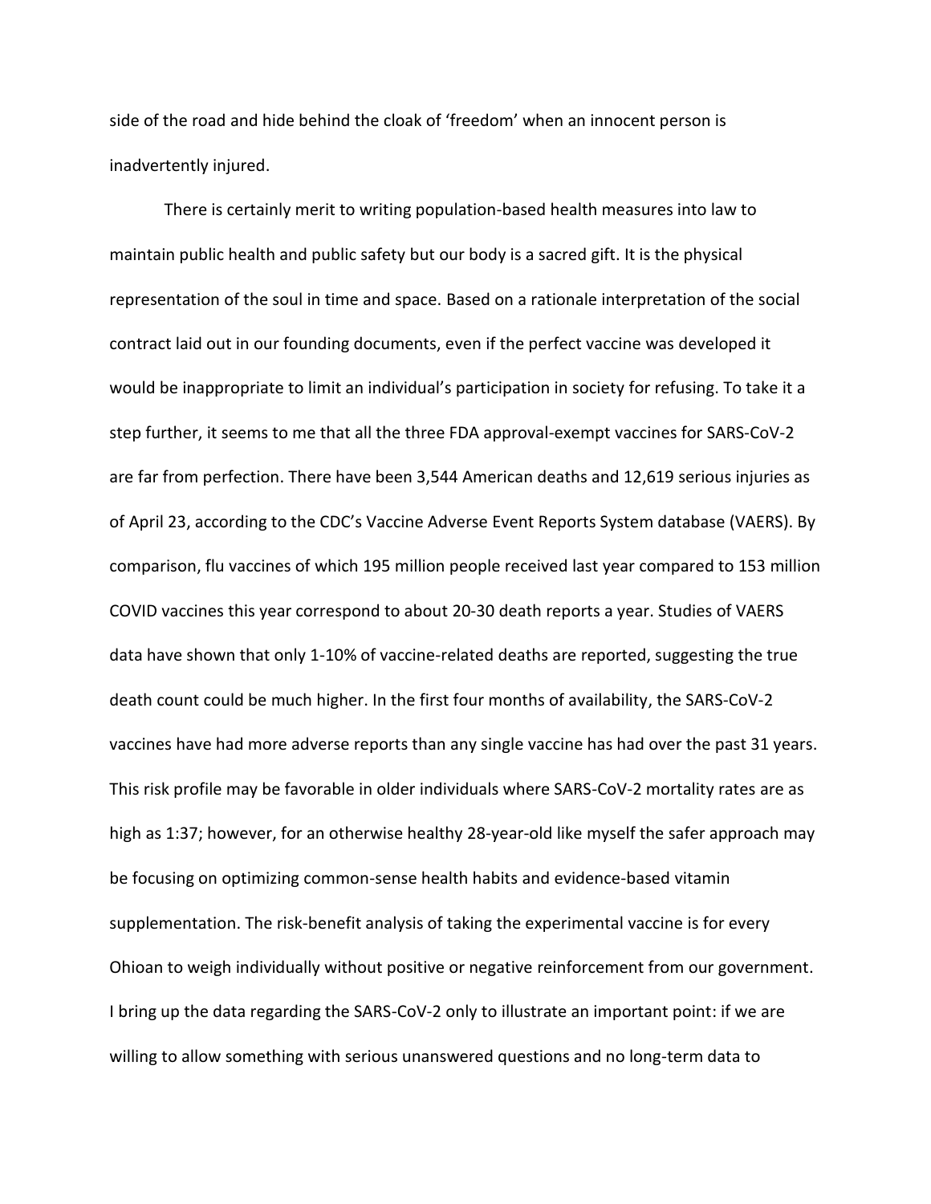side of the road and hide behind the cloak of 'freedom' when an innocent person is inadvertently injured.

There is certainly merit to writing population-based health measures into law to maintain public health and public safety but our body is a sacred gift. It is the physical representation of the soul in time and space. Based on a rationale interpretation of the social contract laid out in our founding documents, even if the perfect vaccine was developed it would be inappropriate to limit an individual's participation in society for refusing. To take it a step further, it seems to me that all the three FDA approval-exempt vaccines for SARS-CoV-2 are far from perfection. There have been 3,544 American deaths and 12,619 serious injuries as of April 23, according to the CDC's Vaccine Adverse Event Reports System database (VAERS). By comparison, flu vaccines of which 195 million people received last year compared to 153 million COVID vaccines this year correspond to about 20-30 death reports a year. Studies of VAERS data have shown that only 1-10% of vaccine-related deaths are reported, suggesting the true death count could be much higher. In the first four months of availability, the SARS-CoV-2 vaccines have had more adverse reports than any single vaccine has had over the past 31 years. This risk profile may be favorable in older individuals where SARS-CoV-2 mortality rates are as high as 1:37; however, for an otherwise healthy 28-year-old like myself the safer approach may be focusing on optimizing common-sense health habits and evidence-based vitamin supplementation. The risk-benefit analysis of taking the experimental vaccine is for every Ohioan to weigh individually without positive or negative reinforcement from our government. I bring up the data regarding the SARS-CoV-2 only to illustrate an important point: if we are willing to allow something with serious unanswered questions and no long-term data to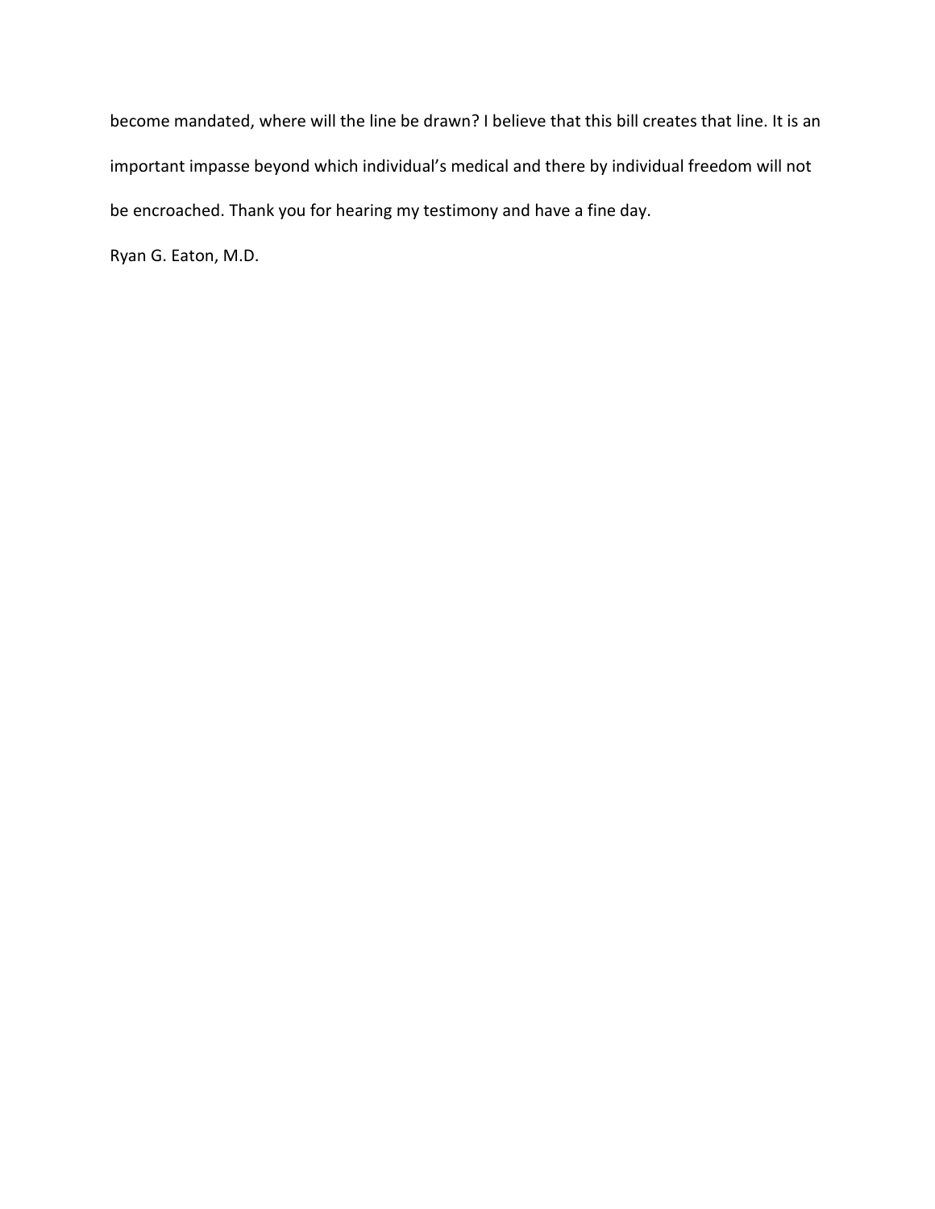become mandated, where will the line be drawn? I believe that this bill creates that line. It is an important impasse beyond which individual's medical and there by individual freedom will not be encroached. Thank you for hearing my testimony and have a fine day.

Ryan G. Eaton, M.D.